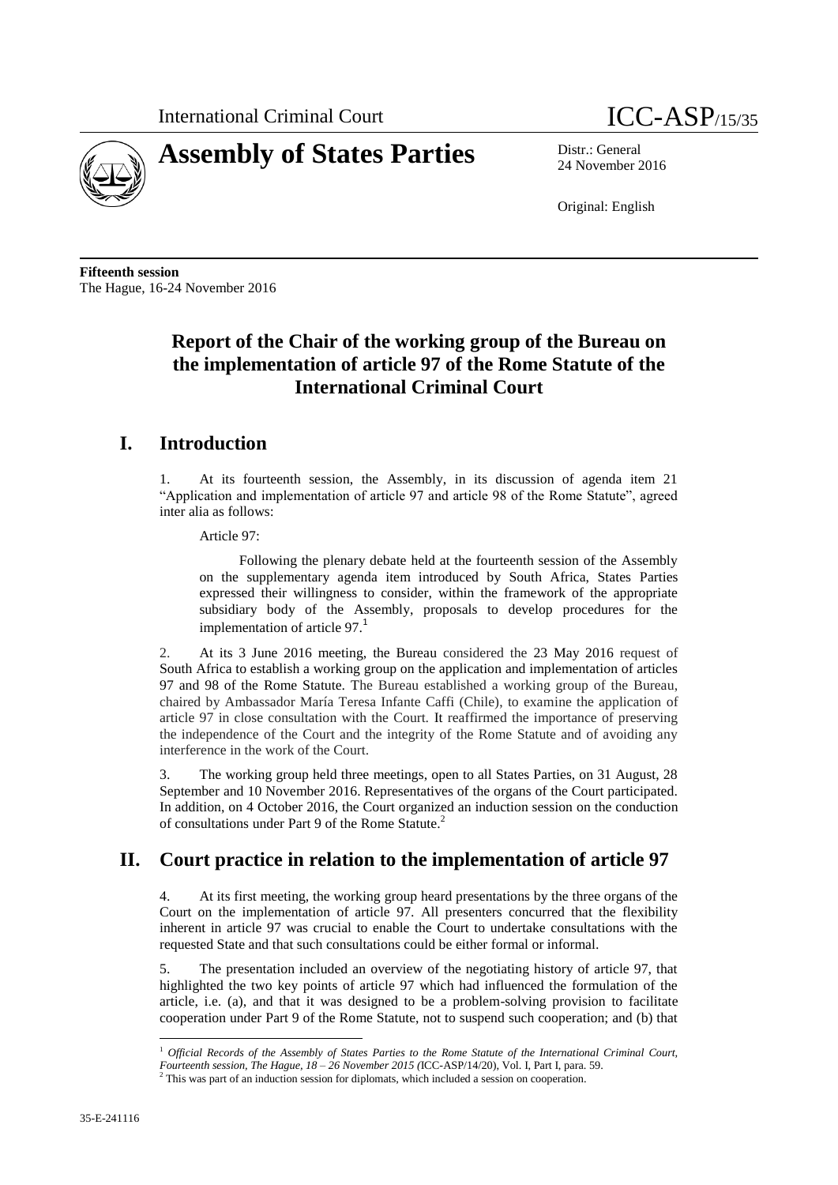International Criminal Court

# ICC-ASP/15/35

# Assembly of States Parties

Distr.: General
24 November 2016

Original: English

**Fifteenth session**
The Hague, 16-24 November 2016

## Report of the Chair of the working group of the Bureau on the implementation of article 97 of the Rome Statute of the International Criminal Court

## I. Introduction

1. At its fourteenth session, the Assembly, in its discussion of agenda item 21 "Application and implementation of article 97 and article 98 of the Rome Statute", agreed inter alia as follows:

Article 97:

> Following the plenary debate held at the fourteenth session of the Assembly on the supplementary agenda item introduced by South Africa, States Parties expressed their willingness to consider, within the framework of the appropriate subsidiary body of the Assembly, proposals to develop procedures for the implementation of article 97.[1]

2. At its 3 June 2016 meeting, the Bureau considered the 23 May 2016 request of South Africa to establish a working group on the application and implementation of articles 97 and 98 of the Rome Statute. The Bureau established a working group of the Bureau, chaired by Ambassador María Teresa Infante Caffi (Chile), to examine the application of article 97 in close consultation with the Court. It reaffirmed the importance of preserving the independence of the Court and the integrity of the Rome Statute and of avoiding any interference in the work of the Court.

3. The working group held three meetings, open to all States Parties, on 31 August, 28 September and 10 November 2016. Representatives of the organs of the Court participated. In addition, on 4 October 2016, the Court organized an induction session on the conduction of consultations under Part 9 of the Rome Statute.[2]

## II. Court practice in relation to the implementation of article 97

4. At its first meeting, the working group heard presentations by the three organs of the Court on the implementation of article 97. All presenters concurred that the flexibility inherent in article 97 was crucial to enable the Court to undertake consultations with the requested State and that such consultations could be either formal or informal.

5. The presentation included an overview of the negotiating history of article 97, that highlighted the two key points of article 97 which had influenced the formulation of the article, i.e. (a), and that it was designed to be a problem-solving provision to facilitate cooperation under Part 9 of the Rome Statute, not to suspend such cooperation; and (b) that

---

[1] *Official Records of the Assembly of States Parties to the Rome Statute of the International Criminal Court, Fourteenth session, The Hague, 18 – 26 November 2015 (*ICC-ASP/14/20), Vol. I, Part I, para. 59.

[2] This was part of an induction session for diplomats, which included a session on cooperation.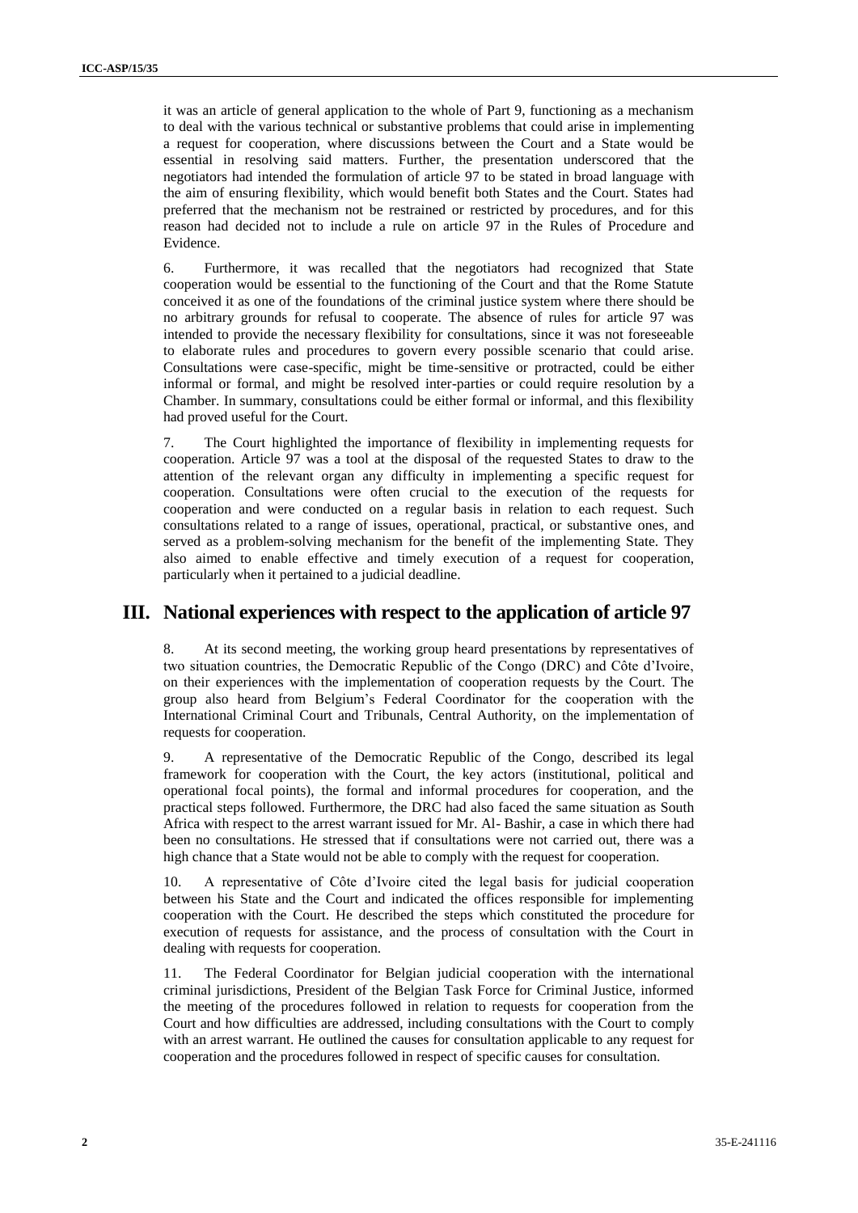it was an article of general application to the whole of Part 9, functioning as a mechanism to deal with the various technical or substantive problems that could arise in implementing a request for cooperation, where discussions between the Court and a State would be essential in resolving said matters. Further, the presentation underscored that the negotiators had intended the formulation of article 97 to be stated in broad language with the aim of ensuring flexibility, which would benefit both States and the Court. States had preferred that the mechanism not be restrained or restricted by procedures, and for this reason had decided not to include a rule on article 97 in the Rules of Procedure and Evidence.

6. Furthermore, it was recalled that the negotiators had recognized that State cooperation would be essential to the functioning of the Court and that the Rome Statute conceived it as one of the foundations of the criminal justice system where there should be no arbitrary grounds for refusal to cooperate. The absence of rules for article 97 was intended to provide the necessary flexibility for consultations, since it was not foreseeable to elaborate rules and procedures to govern every possible scenario that could arise. Consultations were case-specific, might be time-sensitive or protracted, could be either informal or formal, and might be resolved inter-parties or could require resolution by a Chamber. In summary, consultations could be either formal or informal, and this flexibility had proved useful for the Court.

7. The Court highlighted the importance of flexibility in implementing requests for cooperation. Article 97 was a tool at the disposal of the requested States to draw to the attention of the relevant organ any difficulty in implementing a specific request for cooperation. Consultations were often crucial to the execution of the requests for cooperation and were conducted on a regular basis in relation to each request. Such consultations related to a range of issues, operational, practical, or substantive ones, and served as a problem-solving mechanism for the benefit of the implementing State. They also aimed to enable effective and timely execution of a request for cooperation, particularly when it pertained to a judicial deadline.

## III. National experiences with respect to the application of article 97

8. At its second meeting, the working group heard presentations by representatives of two situation countries, the Democratic Republic of the Congo (DRC) and Côte d'Ivoire, on their experiences with the implementation of cooperation requests by the Court. The group also heard from Belgium's Federal Coordinator for the cooperation with the International Criminal Court and Tribunals, Central Authority, on the implementation of requests for cooperation.

9. A representative of the Democratic Republic of the Congo, described its legal framework for cooperation with the Court, the key actors (institutional, political and operational focal points), the formal and informal procedures for cooperation, and the practical steps followed. Furthermore, the DRC had also faced the same situation as South Africa with respect to the arrest warrant issued for Mr. Al- Bashir, a case in which there had been no consultations. He stressed that if consultations were not carried out, there was a high chance that a State would not be able to comply with the request for cooperation.

10. A representative of Côte d'Ivoire cited the legal basis for judicial cooperation between his State and the Court and indicated the offices responsible for implementing cooperation with the Court. He described the steps which constituted the procedure for execution of requests for assistance, and the process of consultation with the Court in dealing with requests for cooperation.

11. The Federal Coordinator for Belgian judicial cooperation with the international criminal jurisdictions, President of the Belgian Task Force for Criminal Justice, informed the meeting of the procedures followed in relation to requests for cooperation from the Court and how difficulties are addressed, including consultations with the Court to comply with an arrest warrant. He outlined the causes for consultation applicable to any request for cooperation and the procedures followed in respect of specific causes for consultation.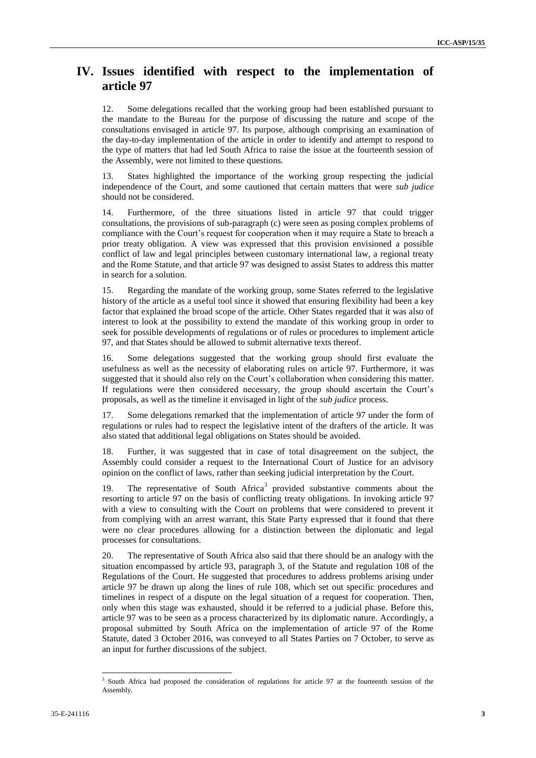# IV. Issues identified with respect to the implementation of article 97

12. Some delegations recalled that the working group had been established pursuant to the mandate to the Bureau for the purpose of discussing the nature and scope of the consultations envisaged in article 97. Its purpose, although comprising an examination of the day-to-day implementation of the article in order to identify and attempt to respond to the type of matters that had led South Africa to raise the issue at the fourteenth session of the Assembly, were not limited to these questions.

13. States highlighted the importance of the working group respecting the judicial independence of the Court, and some cautioned that certain matters that were *sub judice* should not be considered.

14. Furthermore, of the three situations listed in article 97 that could trigger consultations, the provisions of sub-paragraph (c) were seen as posing complex problems of compliance with the Court's request for cooperation when it may require a State to breach a prior treaty obligation. A view was expressed that this provision envisioned a possible conflict of law and legal principles between customary international law, a regional treaty and the Rome Statute, and that article 97 was designed to assist States to address this matter in search for a solution.

15. Regarding the mandate of the working group, some States referred to the legislative history of the article as a useful tool since it showed that ensuring flexibility had been a key factor that explained the broad scope of the article. Other States regarded that it was also of interest to look at the possibility to extend the mandate of this working group in order to seek for possible developments of regulations or of rules or procedures to implement article 97, and that States should be allowed to submit alternative texts thereof.

16. Some delegations suggested that the working group should first evaluate the usefulness as well as the necessity of elaborating rules on article 97. Furthermore, it was suggested that it should also rely on the Court's collaboration when considering this matter. If regulations were then considered necessary, the group should ascertain the Court's proposals, as well as the timeline it envisaged in light of the *sub judice* process.

17. Some delegations remarked that the implementation of article 97 under the form of regulations or rules had to respect the legislative intent of the drafters of the article. It was also stated that additional legal obligations on States should be avoided.

18. Further, it was suggested that in case of total disagreement on the subject, the Assembly could consider a request to the International Court of Justice for an advisory opinion on the conflict of laws, rather than seeking judicial interpretation by the Court.

19. The representative of South Africa[3] provided substantive comments about the resorting to article 97 on the basis of conflicting treaty obligations. In invoking article 97 with a view to consulting with the Court on problems that were considered to prevent it from complying with an arrest warrant, this State Party expressed that it found that there were no clear procedures allowing for a distinction between the diplomatic and legal processes for consultations.

20. The representative of South Africa also said that there should be an analogy with the situation encompassed by article 93, paragraph 3, of the Statute and regulation 108 of the Regulations of the Court. He suggested that procedures to address problems arising under article 97 be drawn up along the lines of rule 108, which set out specific procedures and timelines in respect of a dispute on the legal situation of a request for cooperation. Then, only when this stage was exhausted, should it be referred to a judicial phase. Before this, article 97 was to be seen as a process characterized by its diplomatic nature. Accordingly, a proposal submitted by South Africa on the implementation of article 97 of the Rome Statute, dated 3 October 2016, was conveyed to all States Parties on 7 October, to serve as an input for further discussions of the subject.

[3] South Africa had proposed the consideration of regulations for article 97 at the fourteenth session of the Assembly.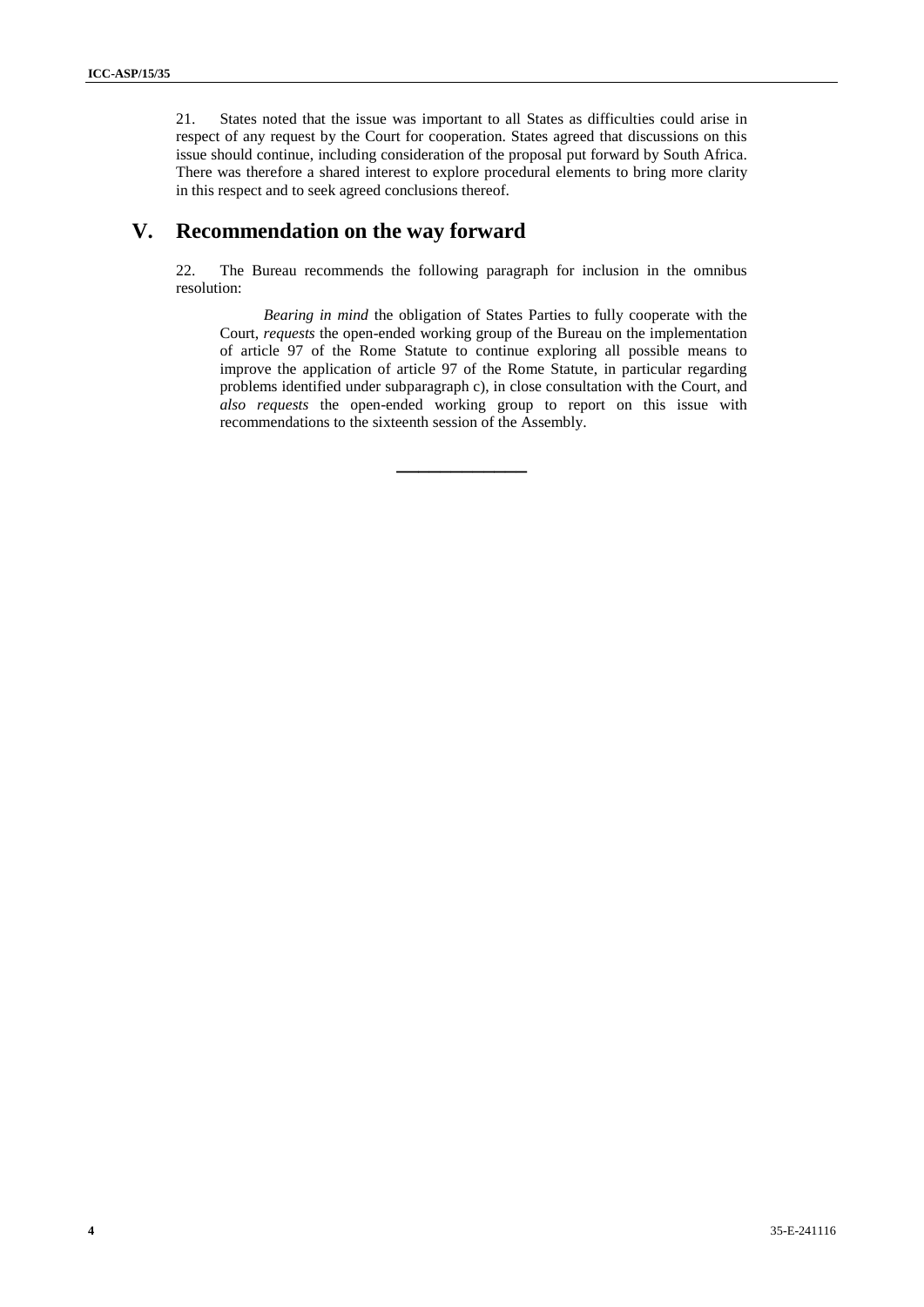21. States noted that the issue was important to all States as difficulties could arise in respect of any request by the Court for cooperation. States agreed that discussions on this issue should continue, including consideration of the proposal put forward by South Africa. There was therefore a shared interest to explore procedural elements to bring more clarity in this respect and to seek agreed conclusions thereof.

# V. Recommendation on the way forward

22. The Bureau recommends the following paragraph for inclusion in the omnibus resolution:

> *Bearing in mind* the obligation of States Parties to fully cooperate with the Court, *requests* the open-ended working group of the Bureau on the implementation of article 97 of the Rome Statute to continue exploring all possible means to improve the application of article 97 of the Rome Statute, in particular regarding problems identified under subparagraph c), in close consultation with the Court, and *also requests* the open-ended working group to report on this issue with recommendations to the sixteenth session of the Assembly.

____________